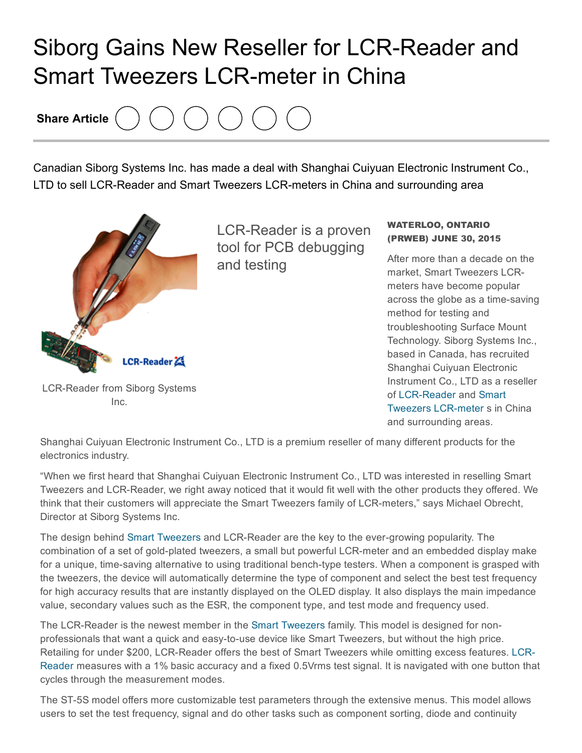# Siborg Gains New Reseller for LCR-Reader and Smart Tweezers LCR-meter in China

Share Article

Canadian Siborg Systems Inc. has made a deal with Shanghai Cuiyuan Electronic Instrument Co., LTD to sell LCR-Reader and Smart Tweezers LCR-meters in China and surrounding area

LCR-Reader from Siborg Systems Inc.

LCR-Reader is a proven tool for PCB debugging and testing

**WATERLOO, ONTARIO (PRWEB) JUNE 30, 2015**

After more than a decade on the market, Smart Tweezers LCR-meters have become popular across the globe as a time-saving method for testing and troubleshooting Surface Mount Technology. Siborg Systems Inc., based in Canada, has recruited Shanghai Cuiyuan Electronic Instrument Co., LTD as a reseller of LCR-Reader and Smart Tweezers LCR-meter s in China and surrounding areas.

Shanghai Cuiyuan Electronic Instrument Co., LTD is a premium reseller of many different products for the electronics industry.

“When we first heard that Shanghai Cuiyuan Electronic Instrument Co., LTD was interested in reselling Smart Tweezers and LCR-Reader, we right away noticed that it would fit well with the other products they offered. We think that their customers will appreciate the Smart Tweezers family of LCR-meters,” says Michael Obrecht, Director at Siborg Systems Inc.

The design behind Smart Tweezers and LCR-Reader are the key to the ever-growing popularity. The combination of a set of gold-plated tweezers, a small but powerful LCR-meter and an embedded display make for a unique, time-saving alternative to using traditional bench-type testers. When a component is grasped with the tweezers, the device will automatically determine the type of component and select the best test frequency for high accuracy results that are instantly displayed on the OLED display. It also displays the main impedance value, secondary values such as the ESR, the component type, and test mode and frequency used.

The LCR-Reader is the newest member in the Smart Tweezers family. This model is designed for non-professionals that want a quick and easy-to-use device like Smart Tweezers, but without the high price. Retailing for under $200, LCR-Reader offers the best of Smart Tweezers while omitting excess features. LCR-Reader measures with a 1% basic accuracy and a fixed 0.5Vrms test signal. It is navigated with one button that cycles through the measurement modes.

The ST-5S model offers more customizable test parameters through the extensive menus. This model allows users to set the test frequency, signal and do other tasks such as component sorting, diode and continuity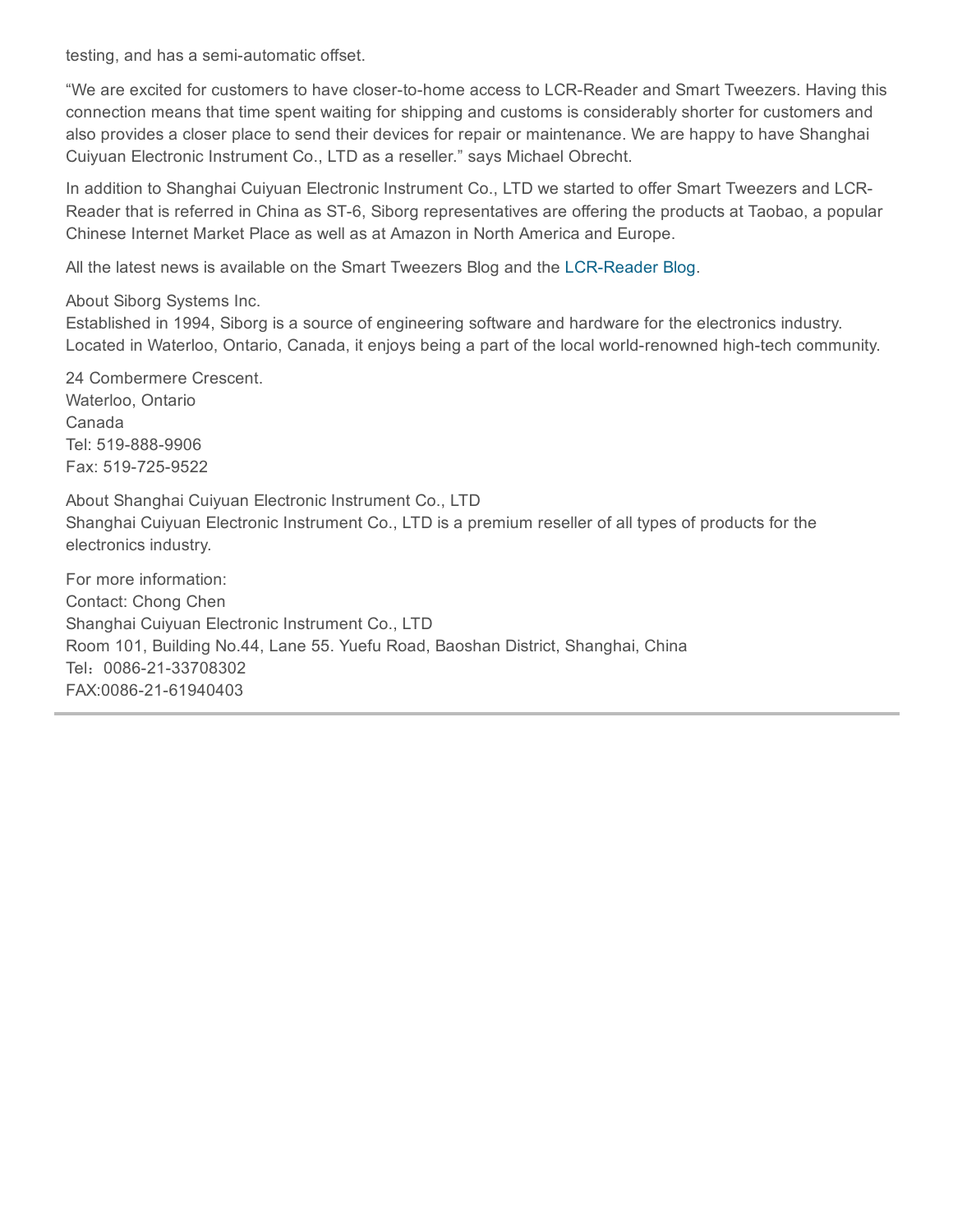testing, and has a semi-automatic offset.

“We are excited for customers to have closer-to-home access to LCR-Reader and Smart Tweezers. Having this connection means that time spent waiting for shipping and customs is considerably shorter for customers and also provides a closer place to send their devices for repair or maintenance. We are happy to have Shanghai Cuiyuan Electronic Instrument Co., LTD as a reseller.” says Michael Obrecht.

In addition to Shanghai Cuiyuan Electronic Instrument Co., LTD we started to offer Smart Tweezers and LCR-Reader that is referred in China as ST-6, Siborg representatives are offering the products at Taobao, a popular Chinese Internet Market Place as well as at Amazon in North America and Europe.

All the latest news is available on the Smart Tweezers Blog and the LCR-Reader Blog.

About Siborg Systems Inc.
Established in 1994, Siborg is a source of engineering software and hardware for the electronics industry. Located in Waterloo, Ontario, Canada, it enjoys being a part of the local world-renowned high-tech community.

24 Combermere Crescent.
Waterloo, Ontario
Canada
Tel: 519-888-9906
Fax: 519-725-9522

About Shanghai Cuiyuan Electronic Instrument Co., LTD
Shanghai Cuiyuan Electronic Instrument Co., LTD is a premium reseller of all types of products for the electronics industry.

For more information:
Contact: Chong Chen
Shanghai Cuiyuan Electronic Instrument Co., LTD
Room 101, Building No.44, Lane 55. Yuefu Road, Baoshan District, Shanghai, China
Tel：0086-21-33708302
FAX:0086-21-61940403